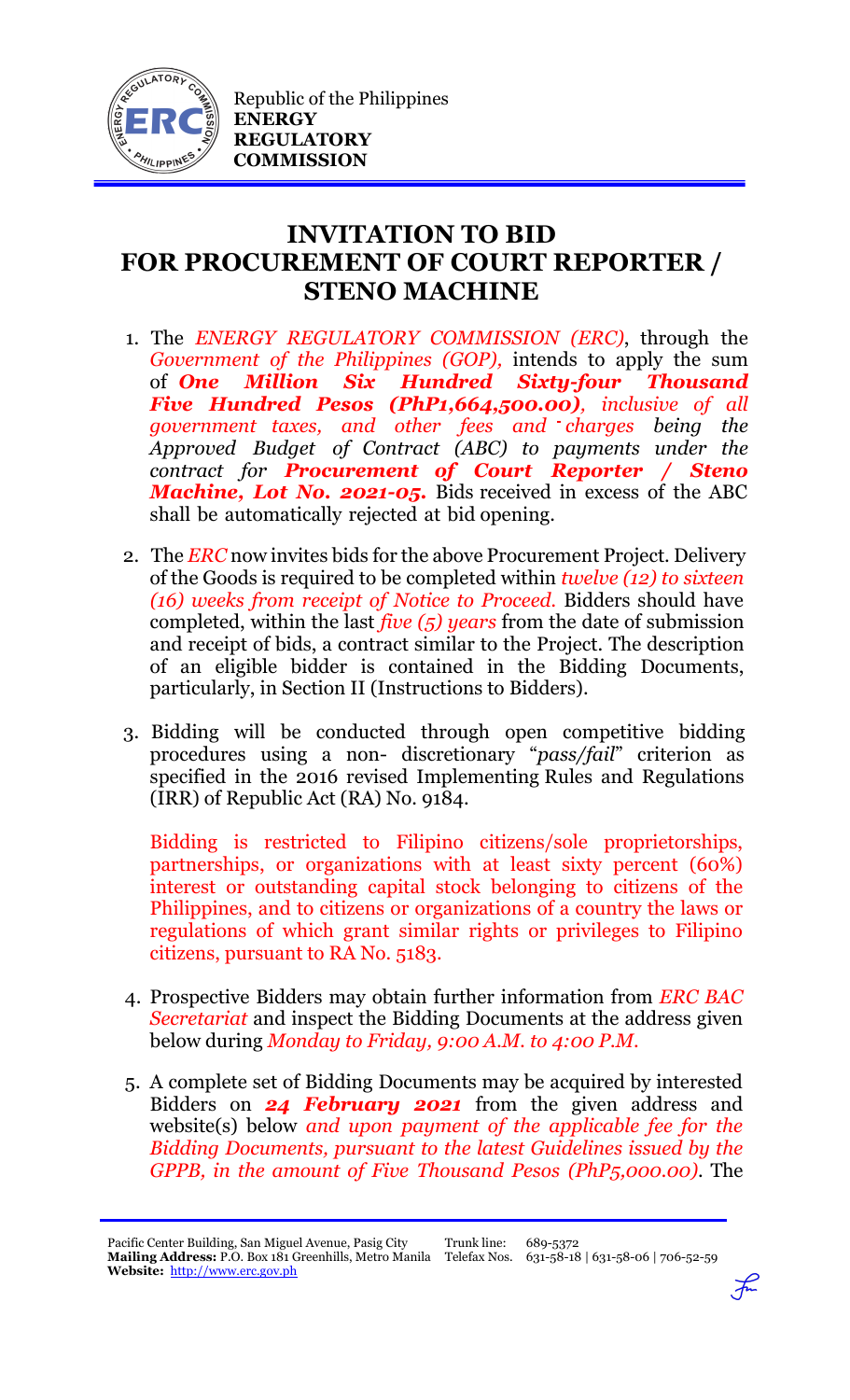Republic of the Philippines
**ENERGY REGULATORY COMMISSION**

# INVITATION TO BID FOR PROCUREMENT OF COURT REPORTER / STENO MACHINE

1. The *ENERGY REGULATORY COMMISSION (ERC)*, through the *Government of the Philippines (GOP),* intends to apply the sum of ***One Million Six Hundred Sixty-four Thousand Five Hundred Pesos (PhP1,664,500.00)****, inclusive of all government taxes, and other fees and charges being the Approved Budget of Contract (ABC) to payments under the contract for* ***Procurement of Court Reporter / Steno Machine, Lot No. 2021-05.*** Bids received in excess of the ABC shall be automatically rejected at bid opening.

2. The *ERC* now invites bids for the above Procurement Project. Delivery of the Goods is required to be completed within *twelve (12) to sixteen (16) weeks from receipt of Notice to Proceed.* Bidders should have completed, within the last *five (5) years* from the date of submission and receipt of bids, a contract similar to the Project. The description of an eligible bidder is contained in the Bidding Documents, particularly, in Section II (Instructions to Bidders).

3. Bidding will be conducted through open competitive bidding procedures using a non- discretionary "*pass/fail*" criterion as specified in the 2016 revised Implementing Rules and Regulations (IRR) of Republic Act (RA) No. 9184.

   Bidding is restricted to Filipino citizens/sole proprietorships, partnerships, or organizations with at least sixty percent (60%) interest or outstanding capital stock belonging to citizens of the Philippines, and to citizens or organizations of a country the laws or regulations of which grant similar rights or privileges to Filipino citizens, pursuant to RA No. 5183.

4. Prospective Bidders may obtain further information from *ERC BAC Secretariat* and inspect the Bidding Documents at the address given below during *Monday to Friday, 9:00 A.M. to 4:00 P.M.*

5. A complete set of Bidding Documents may be acquired by interested Bidders on ***24 February 2021*** from the given address and website(s) below *and upon payment of the applicable fee for the Bidding Documents, pursuant to the latest Guidelines issued by the GPPB, in the amount of Five Thousand Pesos (PhP5,000.00)*. The

Pacific Center Building, San Miguel Avenue, Pasig City
**Mailing Address:** P.O. Box 181 Greenhills, Metro Manila
**Website:** http://www.erc.gov.ph
Trunk line: 689-5372
Telefax Nos. 631-58-18 | 631-58-06 | 706-52-59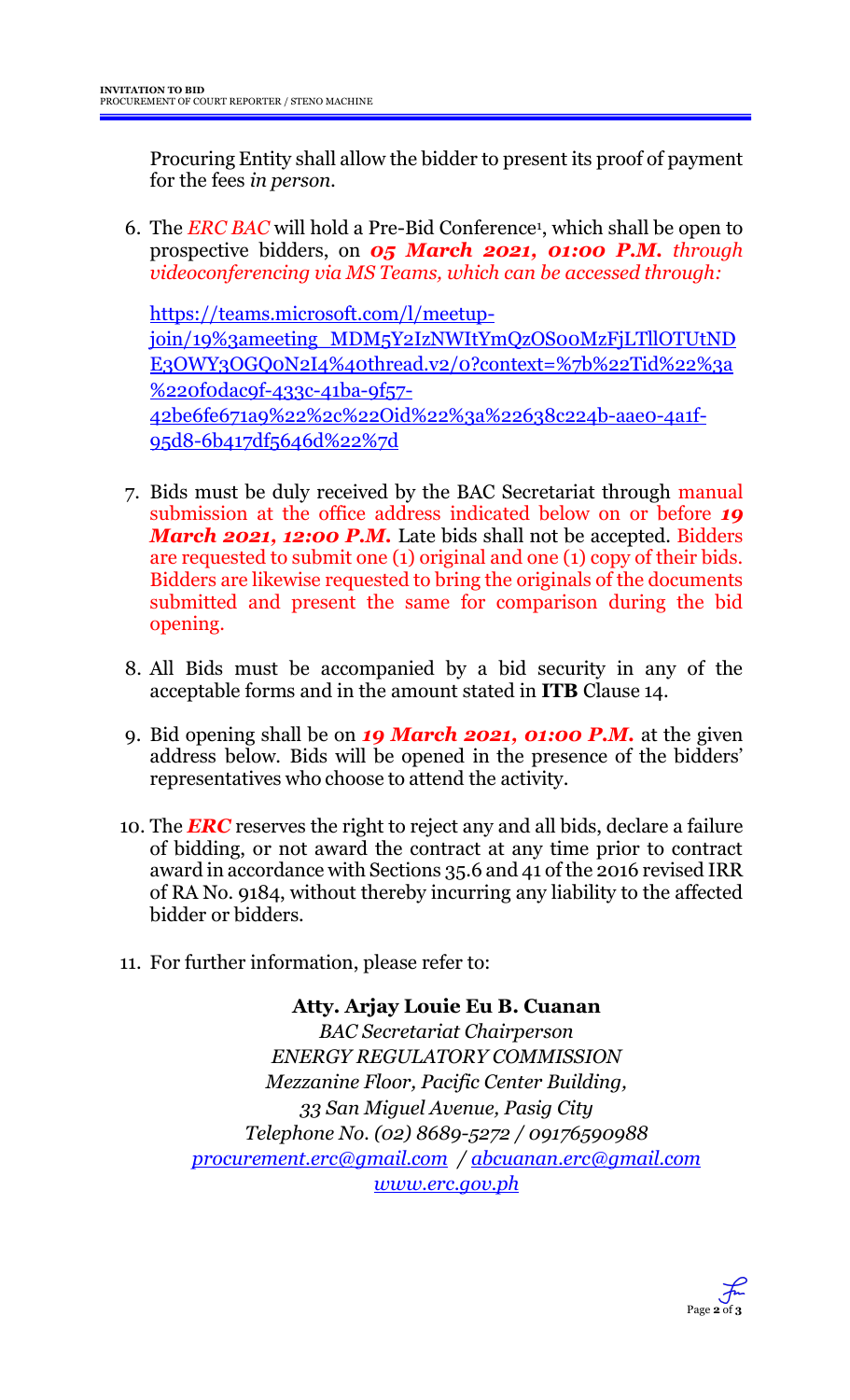Procuring Entity shall allow the bidder to present its proof of payment for the fees *in person.*

6. The *ERC BAC* will hold a Pre-Bid Conference[1], which shall be open to prospective bidders, on ***05 March 2021, 01:00 P.M.*** *through videoconferencing via MS Teams, which can be accessed through:*

   https://teams.microsoft.com/l/meetup-join/19%3ameeting_MDM5Y2IzNWItYmQzOS00MzFjLTllOTUtNDE3OWY3OGQ0N2I4%40thread.v2/0?context=%7b%22Tid%22%3a%220f0dac9f-433c-41ba-9f57-42be6fe671a9%22%2c%22Oid%22%3a%22638c224b-aae0-4a1f-95d8-6b417df5646d%22%7d

7. Bids must be duly received by the BAC Secretariat through manual submission at the office address indicated below on or before ***19 March 2021, 12:00 P.M.*** Late bids shall not be accepted. Bidders are requested to submit one (1) original and one (1) copy of their bids. Bidders are likewise requested to bring the originals of the documents submitted and present the same for comparison during the bid opening.

8. All Bids must be accompanied by a bid security in any of the acceptable forms and in the amount stated in **ITB** Clause 14.

9. Bid opening shall be on ***19 March 2021, 01:00 P.M.*** at the given address below. Bids will be opened in the presence of the bidders' representatives who choose to attend the activity.

10. The ***ERC*** reserves the right to reject any and all bids, declare a failure of bidding, or not award the contract at any time prior to contract award in accordance with Sections 35.6 and 41 of the 2016 revised IRR of RA No. 9184, without thereby incurring any liability to the affected bidder or bidders.

11. For further information, please refer to:

**Atty. Arjay Louie Eu B. Cuanan**
*BAC Secretariat Chairperson*
*ENERGY REGULATORY COMMISSION*
*Mezzanine Floor, Pacific Center Building,*
*33 San Miguel Avenue, Pasig City*
*Telephone No. (02) 8689-5272 / 09176590988*
*procurement.erc@gmail.com / abcuanan.erc@gmail.com*
*www.erc.gov.ph*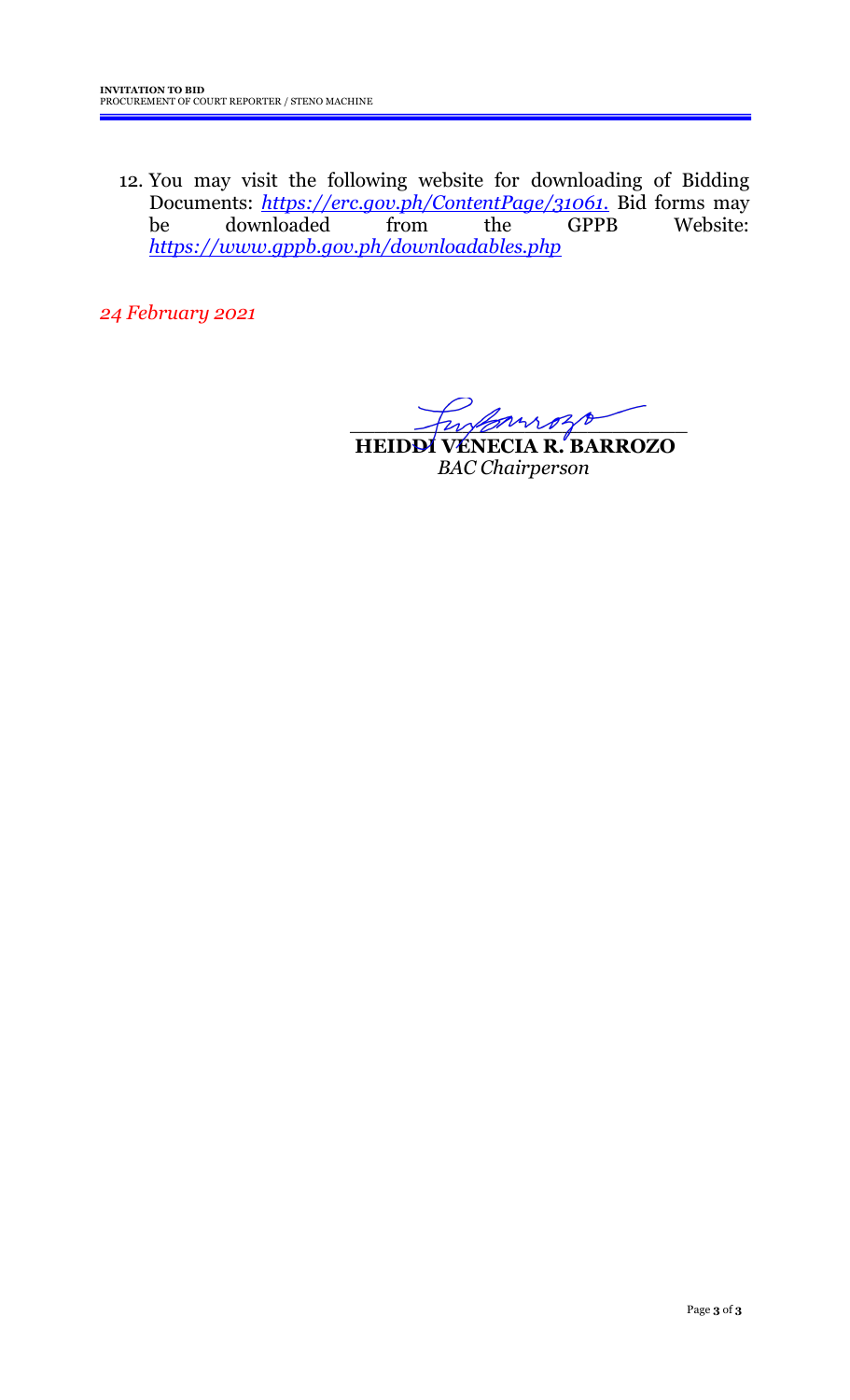12. You may visit the following website for downloading of Bidding Documents: *https://erc.gov.ph/ContentPage/31061.* Bid forms may be downloaded from the GPPB Website: *https://www.gppb.gov.ph/downloadables.php*

*24 February 2021*

**HEIDDI VENECIA R. BARROZO**
*BAC Chairperson*